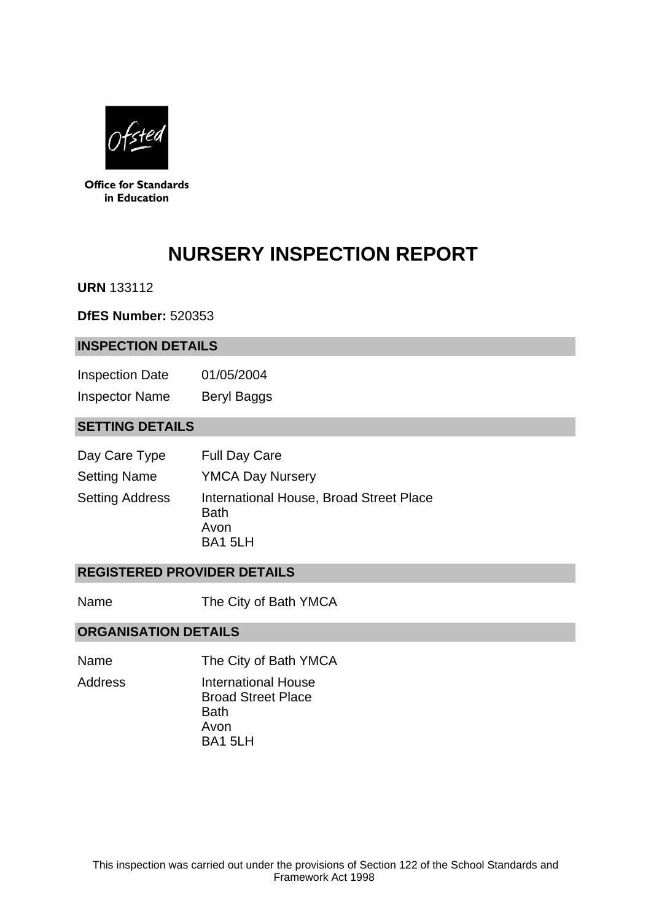Office for Standards in Education

# NURSERY INSPECTION REPORT

**URN** 133112

**DfES Number:** 520353

## INSPECTION DETAILS

| | |
|---|---|
| Inspection Date | 01/05/2004 |
| Inspector Name | Beryl Baggs |

## SETTING DETAILS

| | |
|---|---|
| Day Care Type | Full Day Care |
| Setting Name | YMCA Day Nursery |
| Setting Address | International House, Broad Street Place<br>Bath<br>Avon<br>BA1 5LH |

## REGISTERED PROVIDER DETAILS

| | |
|---|---|
| Name | The City of Bath YMCA |

## ORGANISATION DETAILS

| | |
|---|---|
| Name | The City of Bath YMCA |
| Address | International House<br>Broad Street Place<br>Bath<br>Avon<br>BA1 5LH |

This inspection was carried out under the provisions of Section 122 of the School Standards and Framework Act 1998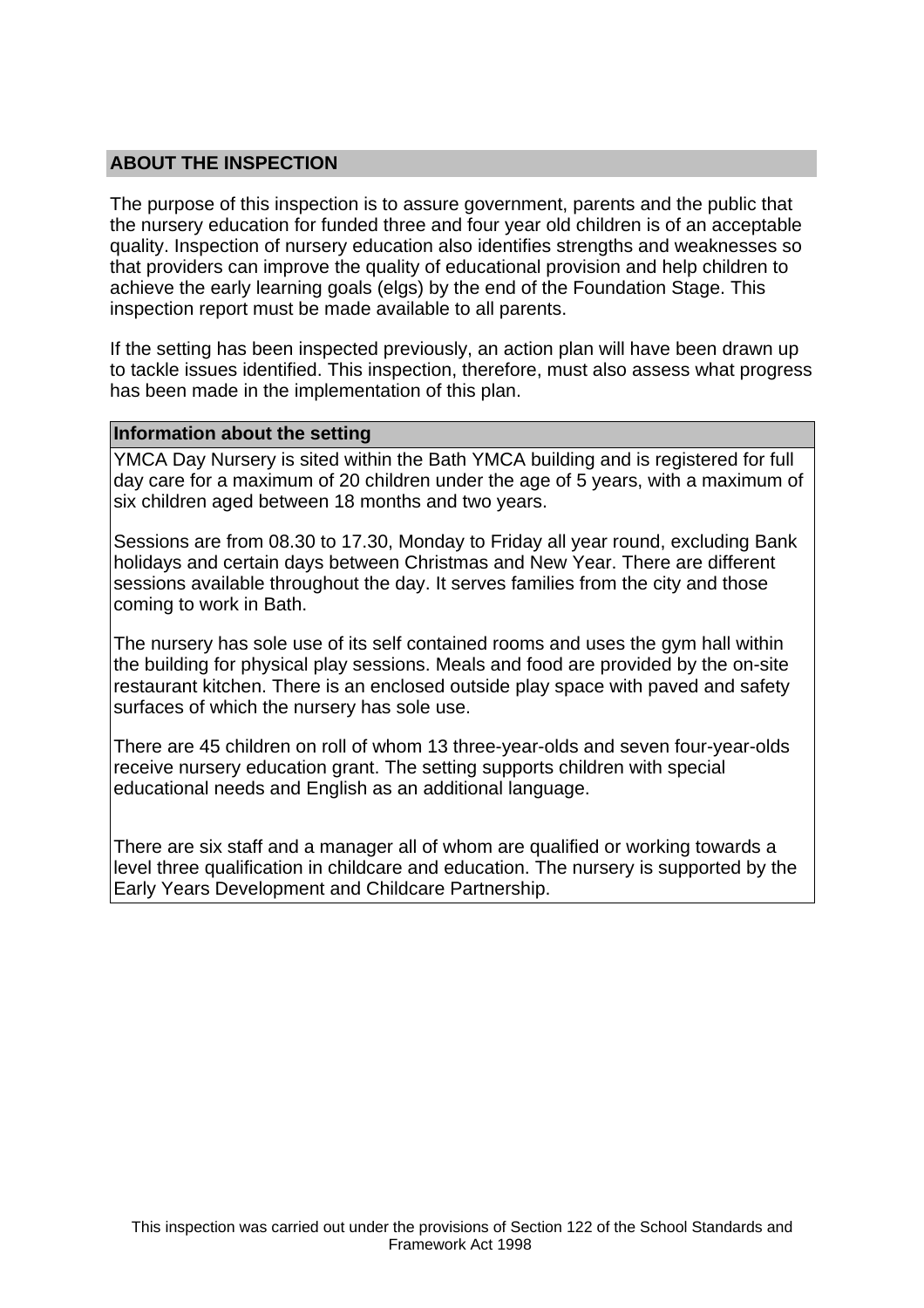## ABOUT THE INSPECTION

The purpose of this inspection is to assure government, parents and the public that the nursery education for funded three and four year old children is of an acceptable quality. Inspection of nursery education also identifies strengths and weaknesses so that providers can improve the quality of educational provision and help children to achieve the early learning goals (elgs) by the end of the Foundation Stage. This inspection report must be made available to all parents.

If the setting has been inspected previously, an action plan will have been drawn up to tackle issues identified. This inspection, therefore, must also assess what progress has been made in the implementation of this plan.

### Information about the setting

YMCA Day Nursery is sited within the Bath YMCA building and is registered for full day care for a maximum of 20 children under the age of 5 years, with a maximum of six children aged between 18 months and two years.

Sessions are from 08.30 to 17.30, Monday to Friday all year round, excluding Bank holidays and certain days between Christmas and New Year. There are different sessions available throughout the day. It serves families from the city and those coming to work in Bath.

The nursery has sole use of its self contained rooms and uses the gym hall within the building for physical play sessions. Meals and food are provided by the on-site restaurant kitchen. There is an enclosed outside play space with paved and safety surfaces of which the nursery has sole use.

There are 45 children on roll of whom 13 three-year-olds and seven four-year-olds receive nursery education grant. The setting supports children with special educational needs and English as an additional language.

There are six staff and a manager all of whom are qualified or working towards a level three qualification in childcare and education. The nursery is supported by the Early Years Development and Childcare Partnership.

This inspection was carried out under the provisions of Section 122 of the School Standards and Framework Act 1998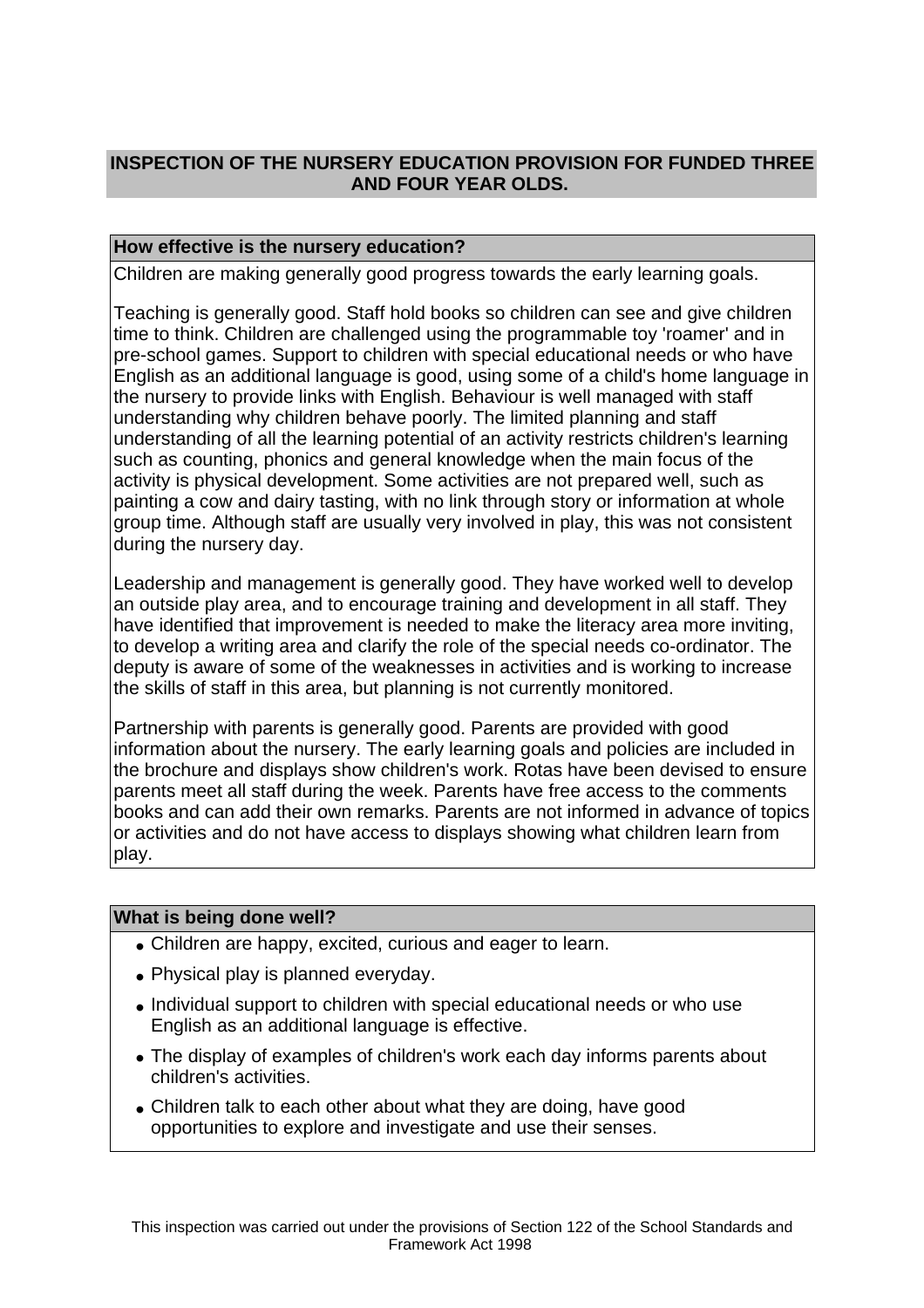## INSPECTION OF THE NURSERY EDUCATION PROVISION FOR FUNDED THREE AND FOUR YEAR OLDS.

### How effective is the nursery education?

Children are making generally good progress towards the early learning goals.

Teaching is generally good. Staff hold books so children can see and give children time to think. Children are challenged using the programmable toy 'roamer' and in pre-school games. Support to children with special educational needs or who have English as an additional language is good, using some of a child's home language in the nursery to provide links with English. Behaviour is well managed with staff understanding why children behave poorly. The limited planning and staff understanding of all the learning potential of an activity restricts children's learning such as counting, phonics and general knowledge when the main focus of the activity is physical development. Some activities are not prepared well, such as painting a cow and dairy tasting, with no link through story or information at whole group time. Although staff are usually very involved in play, this was not consistent during the nursery day.

Leadership and management is generally good. They have worked well to develop an outside play area, and to encourage training and development in all staff. They have identified that improvement is needed to make the literacy area more inviting, to develop a writing area and clarify the role of the special needs co-ordinator. The deputy is aware of some of the weaknesses in activities and is working to increase the skills of staff in this area, but planning is not currently monitored.

Partnership with parents is generally good. Parents are provided with good information about the nursery. The early learning goals and policies are included in the brochure and displays show children's work. Rotas have been devised to ensure parents meet all staff during the week. Parents have free access to the comments books and can add their own remarks. Parents are not informed in advance of topics or activities and do not have access to displays showing what children learn from play.

### What is being done well?

- Children are happy, excited, curious and eager to learn.
- Physical play is planned everyday.
- Individual support to children with special educational needs or who use English as an additional language is effective.
- The display of examples of children's work each day informs parents about children's activities.
- Children talk to each other about what they are doing, have good opportunities to explore and investigate and use their senses.

This inspection was carried out under the provisions of Section 122 of the School Standards and Framework Act 1998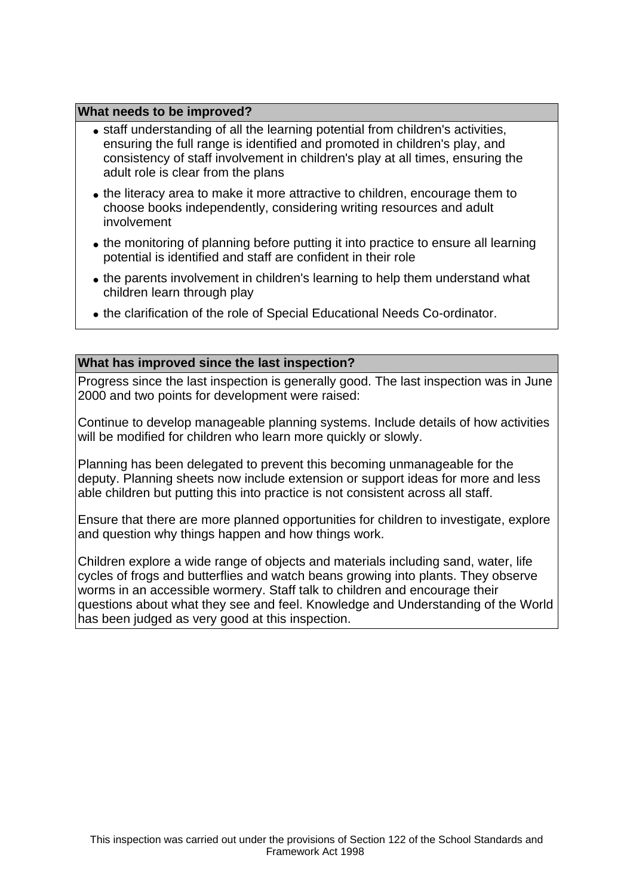## What needs to be improved?

- staff understanding of all the learning potential from children's activities, ensuring the full range is identified and promoted in children's play, and consistency of staff involvement in children's play at all times, ensuring the adult role is clear from the plans
- the literacy area to make it more attractive to children, encourage them to choose books independently, considering writing resources and adult involvement
- the monitoring of planning before putting it into practice to ensure all learning potential is identified and staff are confident in their role
- the parents involvement in children's learning to help them understand what children learn through play
- the clarification of the role of Special Educational Needs Co-ordinator.

## What has improved since the last inspection?

Progress since the last inspection is generally good. The last inspection was in June 2000 and two points for development were raised:

Continue to develop manageable planning systems. Include details of how activities will be modified for children who learn more quickly or slowly.

Planning has been delegated to prevent this becoming unmanageable for the deputy. Planning sheets now include extension or support ideas for more and less able children but putting this into practice is not consistent across all staff.

Ensure that there are more planned opportunities for children to investigate, explore and question why things happen and how things work.

Children explore a wide range of objects and materials including sand, water, life cycles of frogs and butterflies and watch beans growing into plants. They observe worms in an accessible wormery. Staff talk to children and encourage their questions about what they see and feel. Knowledge and Understanding of the World has been judged as very good at this inspection.

This inspection was carried out under the provisions of Section 122 of the School Standards and Framework Act 1998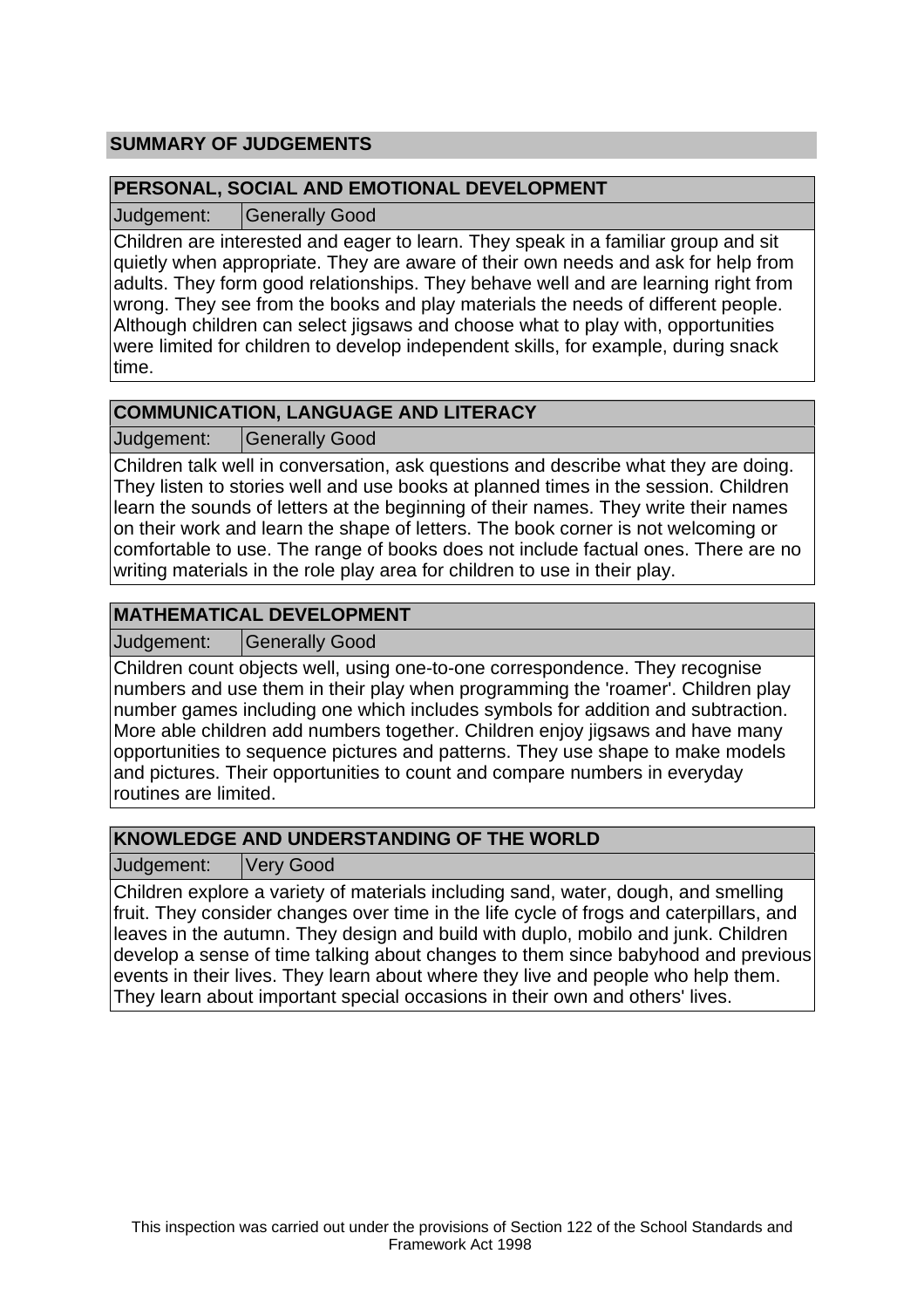## SUMMARY OF JUDGEMENTS

### PERSONAL, SOCIAL AND EMOTIONAL DEVELOPMENT

Judgement: Generally Good

Children are interested and eager to learn. They speak in a familiar group and sit quietly when appropriate. They are aware of their own needs and ask for help from adults. They form good relationships. They behave well and are learning right from wrong. They see from the books and play materials the needs of different people. Although children can select jigsaws and choose what to play with, opportunities were limited for children to develop independent skills, for example, during snack time.

### COMMUNICATION, LANGUAGE AND LITERACY

Judgement: Generally Good

Children talk well in conversation, ask questions and describe what they are doing. They listen to stories well and use books at planned times in the session. Children learn the sounds of letters at the beginning of their names. They write their names on their work and learn the shape of letters. The book corner is not welcoming or comfortable to use. The range of books does not include factual ones. There are no writing materials in the role play area for children to use in their play.

### MATHEMATICAL DEVELOPMENT

Judgement: Generally Good

Children count objects well, using one-to-one correspondence. They recognise numbers and use them in their play when programming the 'roamer'. Children play number games including one which includes symbols for addition and subtraction. More able children add numbers together. Children enjoy jigsaws and have many opportunities to sequence pictures and patterns. They use shape to make models and pictures. Their opportunities to count and compare numbers in everyday routines are limited.

### KNOWLEDGE AND UNDERSTANDING OF THE WORLD

Judgement: Very Good

Children explore a variety of materials including sand, water, dough, and smelling fruit. They consider changes over time in the life cycle of frogs and caterpillars, and leaves in the autumn. They design and build with duplo, mobilo and junk. Children develop a sense of time talking about changes to them since babyhood and previous events in their lives. They learn about where they live and people who help them. They learn about important special occasions in their own and others' lives.

This inspection was carried out under the provisions of Section 122 of the School Standards and Framework Act 1998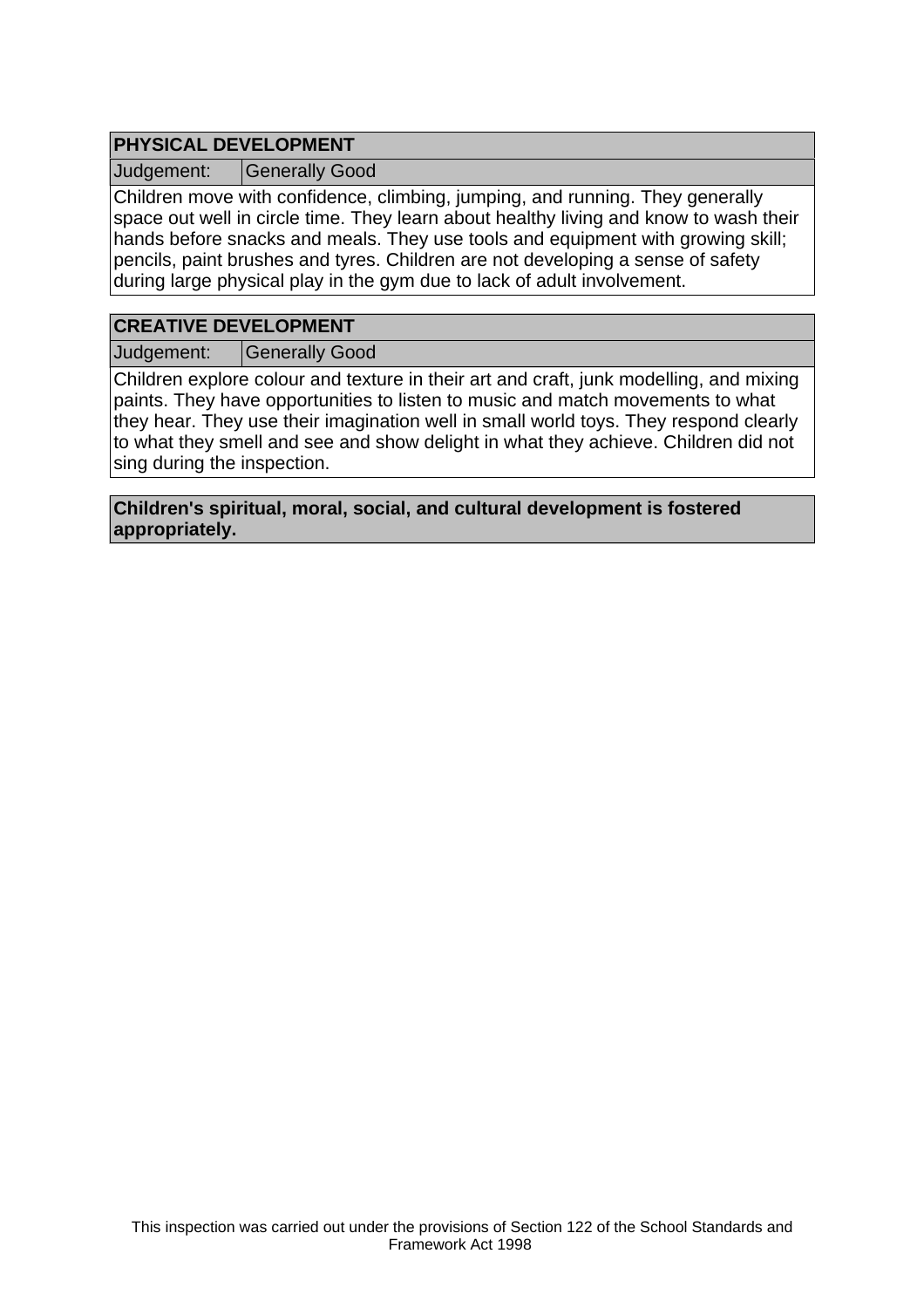## PHYSICAL DEVELOPMENT

| | |
|---|---|
| Judgement: | Generally Good |

Children move with confidence, climbing, jumping, and running. They generally space out well in circle time. They learn about healthy living and know to wash their hands before snacks and meals. They use tools and equipment with growing skill; pencils, paint brushes and tyres. Children are not developing a sense of safety during large physical play in the gym due to lack of adult involvement.

## CREATIVE DEVELOPMENT

| | |
|---|---|
| Judgement: | Generally Good |

Children explore colour and texture in their art and craft, junk modelling, and mixing paints. They have opportunities to listen to music and match movements to what they hear. They use their imagination well in small world toys. They respond clearly to what they smell and see and show delight in what they achieve. Children did not sing during the inspection.

**Children's spiritual, moral, social, and cultural development is fostered appropriately.**

This inspection was carried out under the provisions of Section 122 of the School Standards and Framework Act 1998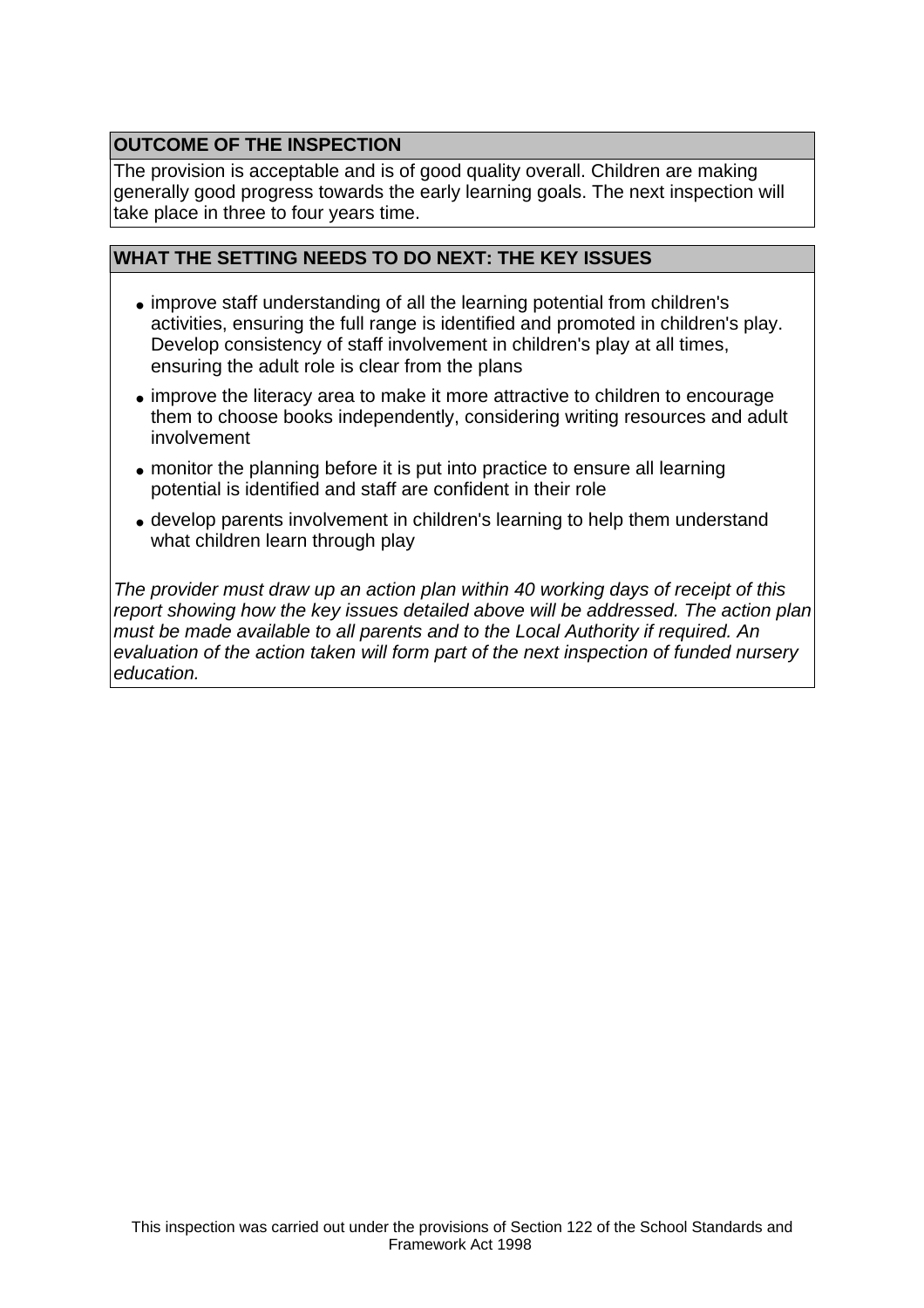## OUTCOME OF THE INSPECTION

The provision is acceptable and is of good quality overall. Children are making generally good progress towards the early learning goals. The next inspection will take place in three to four years time.

## WHAT THE SETTING NEEDS TO DO NEXT: THE KEY ISSUES

- improve staff understanding of all the learning potential from children's activities, ensuring the full range is identified and promoted in children's play. Develop consistency of staff involvement in children's play at all times, ensuring the adult role is clear from the plans
- improve the literacy area to make it more attractive to children to encourage them to choose books independently, considering writing resources and adult involvement
- monitor the planning before it is put into practice to ensure all learning potential is identified and staff are confident in their role
- develop parents involvement in children's learning to help them understand what children learn through play

*The provider must draw up an action plan within 40 working days of receipt of this report showing how the key issues detailed above will be addressed. The action plan must be made available to all parents and to the Local Authority if required. An evaluation of the action taken will form part of the next inspection of funded nursery education.*

This inspection was carried out under the provisions of Section 122 of the School Standards and Framework Act 1998